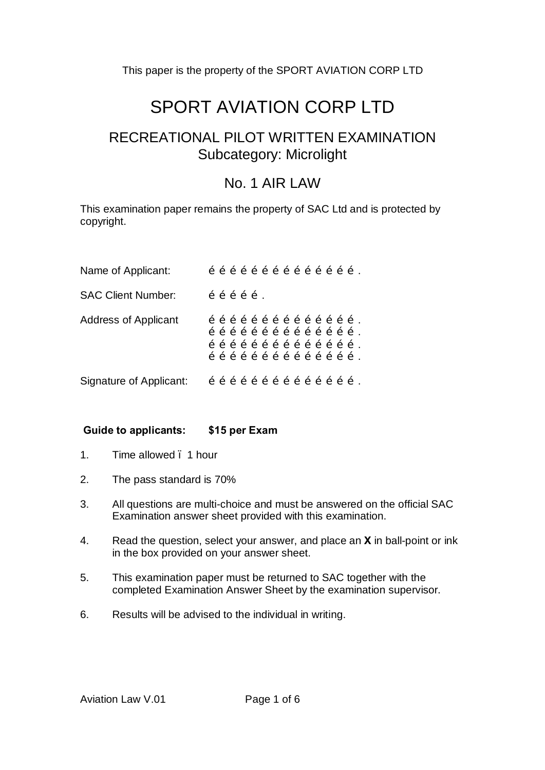This paper is the property of the SPORT AVIATION CORP LTD

# SPORT AVIATION CORP LTD

## RECREATIONAL PILOT WRITTEN EXAMINATION
## Subcategory: Microlight

## No. 1 AIR LAW

This examination paper remains the property of SAC Ltd and is protected by copyright.

Name of Applicant: é é é é é é é é é é é é é é é .

SAC Client Number: é é é é é .

Address of Applicant é é é é é é é é é é é é é é é .
é é é é é é é é é é é é é é é .
é é é é é é é é é é é é é é é .
é é é é é é é é é é é é é é é .

Signature of Applicant: é é é é é é é é é é é é é é é .

**Guide to applicants: $15 per Exam**

1. Time allowed ï 1 hour
2. The pass standard is 70%
3. All questions are multi-choice and must be answered on the official SAC Examination answer sheet provided with this examination.
4. Read the question, select your answer, and place an **X** in ball-point or ink in the box provided on your answer sheet.
5. This examination paper must be returned to SAC together with the completed Examination Answer Sheet by the examination supervisor.
6. Results will be advised to the individual in writing.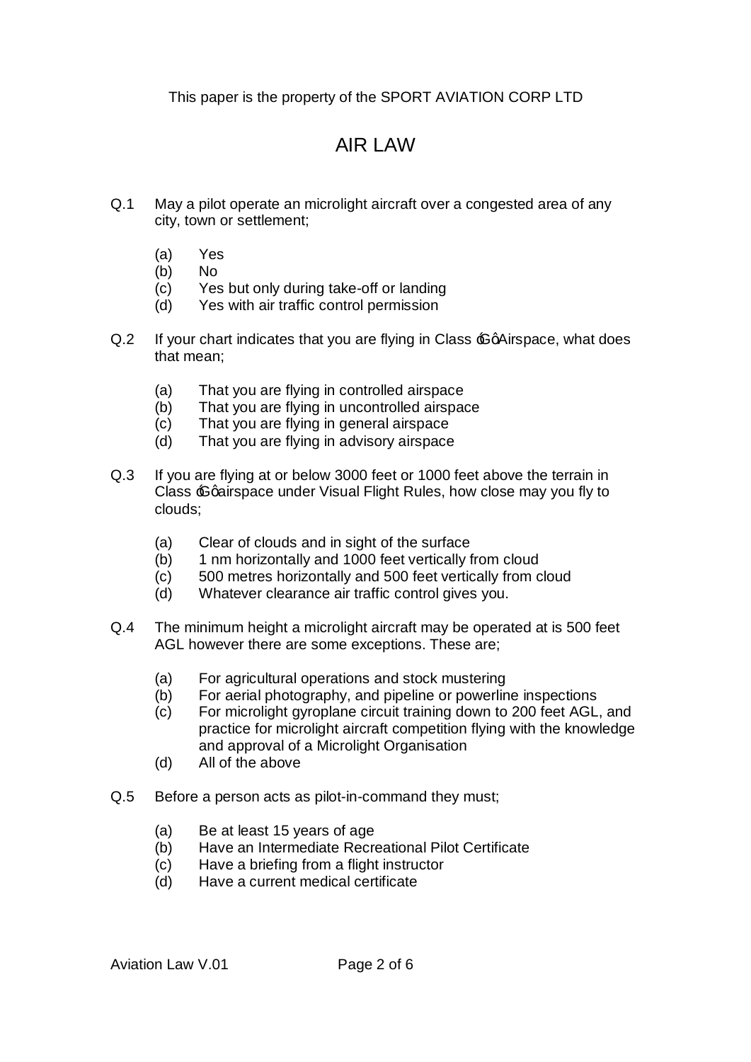This paper is the property of the SPORT AVIATION CORP LTD

# AIR LAW

Q.1 May a pilot operate an microlight aircraft over a congested area of any city, town or settlement;

(a) Yes
(b) No
(c) Yes but only during take-off or landing
(d) Yes with air traffic control permission

Q.2 If your chart indicates that you are flying in Class 'G' Airspace, what does that mean;

(a) That you are flying in controlled airspace
(b) That you are flying in uncontrolled airspace
(c) That you are flying in general airspace
(d) That you are flying in advisory airspace

Q.3 If you are flying at or below 3000 feet or 1000 feet above the terrain in Class 'G' airspace under Visual Flight Rules, how close may you fly to clouds;

(a) Clear of clouds and in sight of the surface
(b) 1 nm horizontally and 1000 feet vertically from cloud
(c) 500 metres horizontally and 500 feet vertically from cloud
(d) Whatever clearance air traffic control gives you.

Q.4 The minimum height a microlight aircraft may be operated at is 500 feet AGL however there are some exceptions. These are;

(a) For agricultural operations and stock mustering
(b) For aerial photography, and pipeline or powerline inspections
(c) For microlight gyroplane circuit training down to 200 feet AGL, and practice for microlight aircraft competition flying with the knowledge and approval of a Microlight Organisation
(d) All of the above

Q.5 Before a person acts as pilot-in-command they must;

(a) Be at least 15 years of age
(b) Have an Intermediate Recreational Pilot Certificate
(c) Have a briefing from a flight instructor
(d) Have a current medical certificate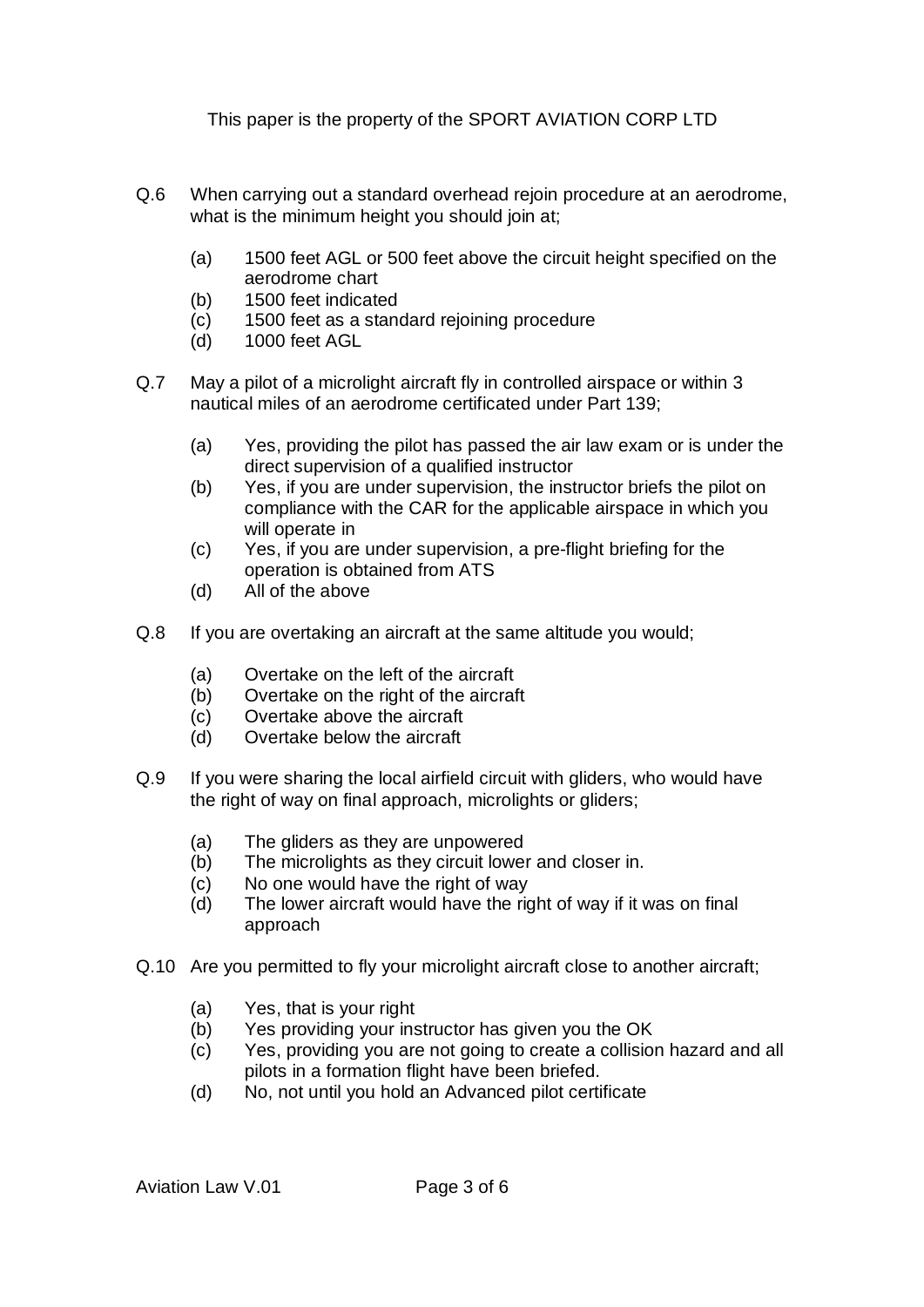This paper is the property of the SPORT AVIATION CORP LTD

Q.6 When carrying out a standard overhead rejoin procedure at an aerodrome, what is the minimum height you should join at;

- (a) 1500 feet AGL or 500 feet above the circuit height specified on the aerodrome chart
- (b) 1500 feet indicated
- (c) 1500 feet as a standard rejoining procedure
- (d) 1000 feet AGL

Q.7 May a pilot of a microlight aircraft fly in controlled airspace or within 3 nautical miles of an aerodrome certificated under Part 139;

- (a) Yes, providing the pilot has passed the air law exam or is under the direct supervision of a qualified instructor
- (b) Yes, if you are under supervision, the instructor briefs the pilot on compliance with the CAR for the applicable airspace in which you will operate in
- (c) Yes, if you are under supervision, a pre-flight briefing for the operation is obtained from ATS
- (d) All of the above

Q.8 If you are overtaking an aircraft at the same altitude you would;

- (a) Overtake on the left of the aircraft
- (b) Overtake on the right of the aircraft
- (c) Overtake above the aircraft
- (d) Overtake below the aircraft

Q.9 If you were sharing the local airfield circuit with gliders, who would have the right of way on final approach, microlights or gliders;

- (a) The gliders as they are unpowered
- (b) The microlights as they circuit lower and closer in.
- (c) No one would have the right of way
- (d) The lower aircraft would have the right of way if it was on final approach

Q.10 Are you permitted to fly your microlight aircraft close to another aircraft;

- (a) Yes, that is your right
- (b) Yes providing your instructor has given you the OK
- (c) Yes, providing you are not going to create a collision hazard and all pilots in a formation flight have been briefed.
- (d) No, not until you hold an Advanced pilot certificate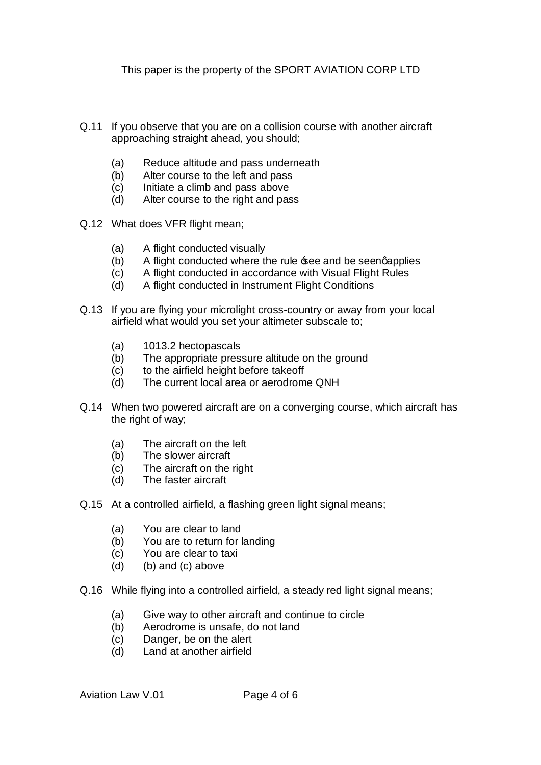This paper is the property of the SPORT AVIATION CORP LTD

Q.11 If you observe that you are on a collision course with another aircraft approaching straight ahead, you should;

- (a) Reduce altitude and pass underneath
- (b) Alter course to the left and pass
- (c) Initiate a climb and pass above
- (d) Alter course to the right and pass

Q.12 What does VFR flight mean;

- (a) A flight conducted visually
- (b) A flight conducted where the rule ‘see and be seen’ applies
- (c) A flight conducted in accordance with Visual Flight Rules
- (d) A flight conducted in Instrument Flight Conditions

Q.13 If you are flying your microlight cross-country or away from your local airfield what would you set your altimeter subscale to;

- (a) 1013.2 hectopascals
- (b) The appropriate pressure altitude on the ground
- (c) to the airfield height before takeoff
- (d) The current local area or aerodrome QNH

Q.14 When two powered aircraft are on a converging course, which aircraft has the right of way;

- (a) The aircraft on the left
- (b) The slower aircraft
- (c) The aircraft on the right
- (d) The faster aircraft

Q.15 At a controlled airfield, a flashing green light signal means;

- (a) You are clear to land
- (b) You are to return for landing
- (c) You are clear to taxi
- (d) (b) and (c) above

Q.16 While flying into a controlled airfield, a steady red light signal means;

- (a) Give way to other aircraft and continue to circle
- (b) Aerodrome is unsafe, do not land
- (c) Danger, be on the alert
- (d) Land at another airfield

Aviation Law V.01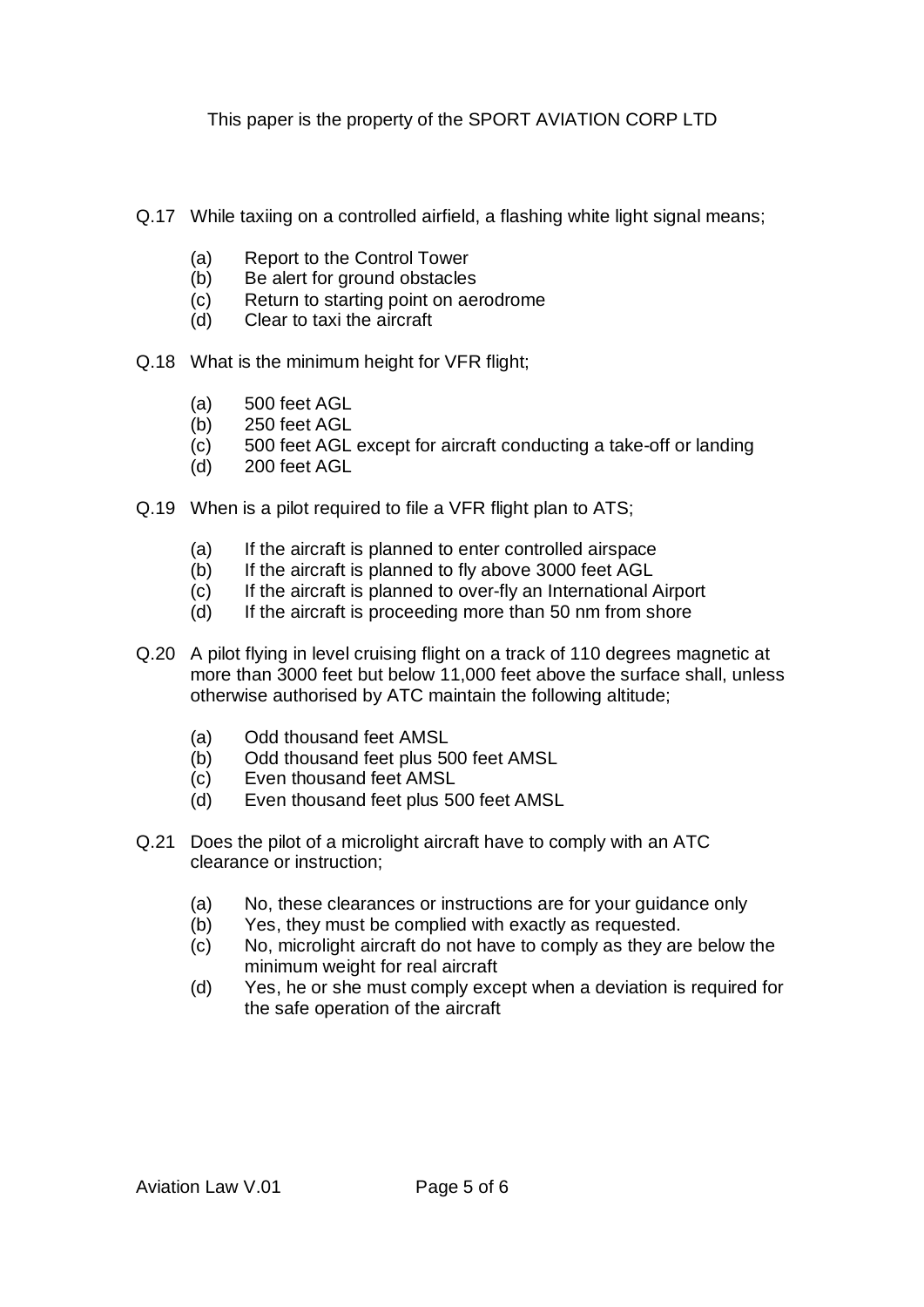This paper is the property of the SPORT AVIATION CORP LTD

Q.17 While taxiing on a controlled airfield, a flashing white light signal means;

- (a) Report to the Control Tower
- (b) Be alert for ground obstacles
- (c) Return to starting point on aerodrome
- (d) Clear to taxi the aircraft

Q.18 What is the minimum height for VFR flight;

- (a) 500 feet AGL
- (b) 250 feet AGL
- (c) 500 feet AGL except for aircraft conducting a take-off or landing
- (d) 200 feet AGL

Q.19 When is a pilot required to file a VFR flight plan to ATS;

- (a) If the aircraft is planned to enter controlled airspace
- (b) If the aircraft is planned to fly above 3000 feet AGL
- (c) If the aircraft is planned to over-fly an International Airport
- (d) If the aircraft is proceeding more than 50 nm from shore

Q.20 A pilot flying in level cruising flight on a track of 110 degrees magnetic at more than 3000 feet but below 11,000 feet above the surface shall, unless otherwise authorised by ATC maintain the following altitude;

- (a) Odd thousand feet AMSL
- (b) Odd thousand feet plus 500 feet AMSL
- (c) Even thousand feet AMSL
- (d) Even thousand feet plus 500 feet AMSL

Q.21 Does the pilot of a microlight aircraft have to comply with an ATC clearance or instruction;

- (a) No, these clearances or instructions are for your guidance only
- (b) Yes, they must be complied with exactly as requested.
- (c) No, microlight aircraft do not have to comply as they are below the minimum weight for real aircraft
- (d) Yes, he or she must comply except when a deviation is required for the safe operation of the aircraft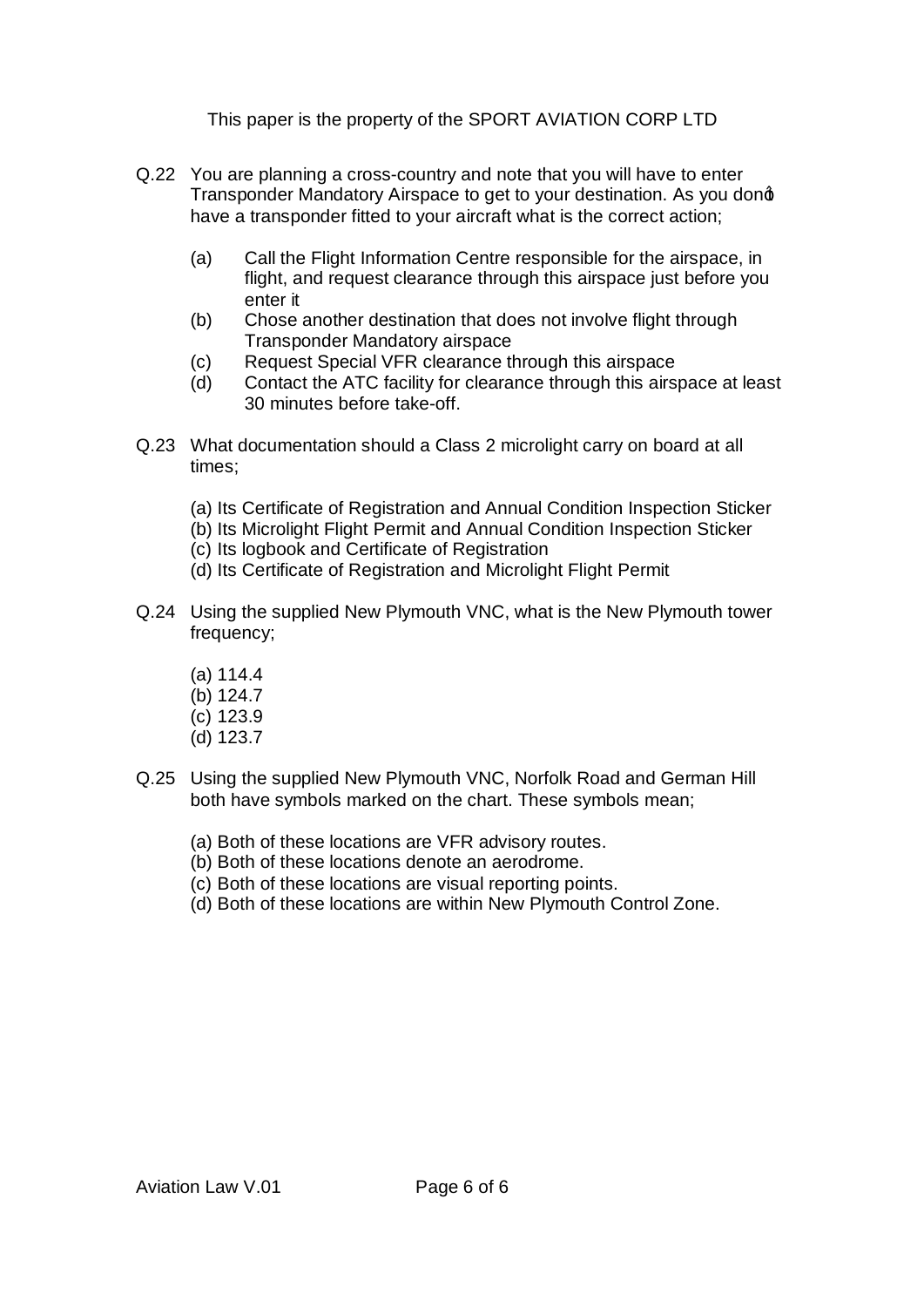This paper is the property of the SPORT AVIATION CORP LTD

Q.22 You are planning a cross-country and note that you will have to enter Transponder Mandatory Airspace to get to your destination. As you don't have a transponder fitted to your aircraft what is the correct action;

(a) Call the Flight Information Centre responsible for the airspace, in flight, and request clearance through this airspace just before you enter it
(b) Chose another destination that does not involve flight through Transponder Mandatory airspace
(c) Request Special VFR clearance through this airspace
(d) Contact the ATC facility for clearance through this airspace at least 30 minutes before take-off.

Q.23 What documentation should a Class 2 microlight carry on board at all times;

(a) Its Certificate of Registration and Annual Condition Inspection Sticker
(b) Its Microlight Flight Permit and Annual Condition Inspection Sticker
(c) Its logbook and Certificate of Registration
(d) Its Certificate of Registration and Microlight Flight Permit

Q.24 Using the supplied New Plymouth VNC, what is the New Plymouth tower frequency;

(a) 114.4
(b) 124.7
(c) 123.9
(d) 123.7

Q.25 Using the supplied New Plymouth VNC, Norfolk Road and German Hill both have symbols marked on the chart. These symbols mean;

(a) Both of these locations are VFR advisory routes.
(b) Both of these locations denote an aerodrome.
(c) Both of these locations are visual reporting points.
(d) Both of these locations are within New Plymouth Control Zone.

Aviation Law V.01